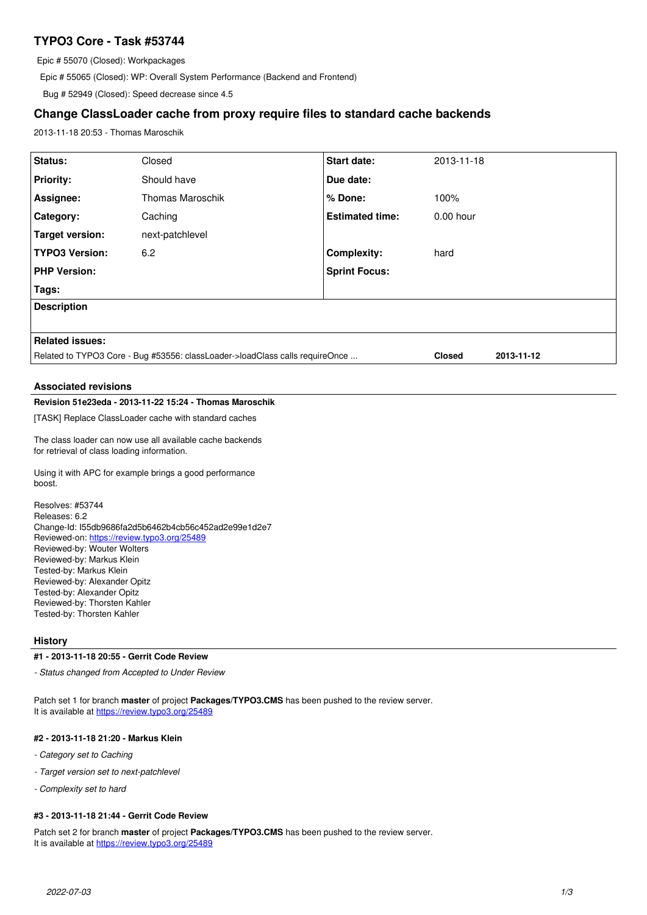# TYPO3 Core - Task #53744

Epic # 55070 (Closed): Workpackages

Epic # 55065 (Closed): WP: Overall System Performance (Backend and Frontend)

Bug # 52949 (Closed): Speed decrease since 4.5

## Change ClassLoader cache from proxy require files to standard cache backends

2013-11-18 20:53 - Thomas Maroschik

| | | | |
|---|---|---|---|
| **Status:** | Closed | **Start date:** | 2013-11-18 |
| **Priority:** | Should have | **Due date:** | |
| **Assignee:** | Thomas Maroschik | **% Done:** | 100% |
| **Category:** | Caching | **Estimated time:** | 0.00 hour |
| **Target version:** | next-patchlevel | | |
| **TYPO3 Version:** | 6.2 | **Complexity:** | hard |
| **PHP Version:** | | **Sprint Focus:** | |
| **Tags:** | | | |

**Description**

**Related issues:**

| | | |
|---|---|---|
| Related to TYPO3 Core - Bug #53556: classLoader->loadClass calls requireOnce ... | **Closed** | **2013-11-12** |

### Associated revisions

**Revision 51e23eda - 2013-11-22 15:24 - Thomas Maroschik**

[TASK] Replace ClassLoader cache with standard caches

The class loader can now use all available cache backends
for retrieval of class loading information.

Using it with APC for example brings a good performance
boost.

Resolves: #53744
Releases: 6.2
Change-Id: I55db9686fa2d5b6462b4cb56c452ad2e99e1d2e7
Reviewed-on: https://review.typo3.org/25489
Reviewed-by: Wouter Wolters
Reviewed-by: Markus Klein
Tested-by: Markus Klein
Reviewed-by: Alexander Opitz
Tested-by: Alexander Opitz
Reviewed-by: Thorsten Kahler
Tested-by: Thorsten Kahler

### History

**#1 - 2013-11-18 20:55 - Gerrit Code Review**

*- Status changed from Accepted to Under Review*

Patch set 1 for branch **master** of project **Packages/TYPO3.CMS** has been pushed to the review server.
It is available at https://review.typo3.org/25489

**#2 - 2013-11-18 21:20 - Markus Klein**

*- Category set to Caching*

*- Target version set to next-patchlevel*

*- Complexity set to hard*

**#3 - 2013-11-18 21:44 - Gerrit Code Review**

Patch set 2 for branch **master** of project **Packages/TYPO3.CMS** has been pushed to the review server.
It is available at https://review.typo3.org/25489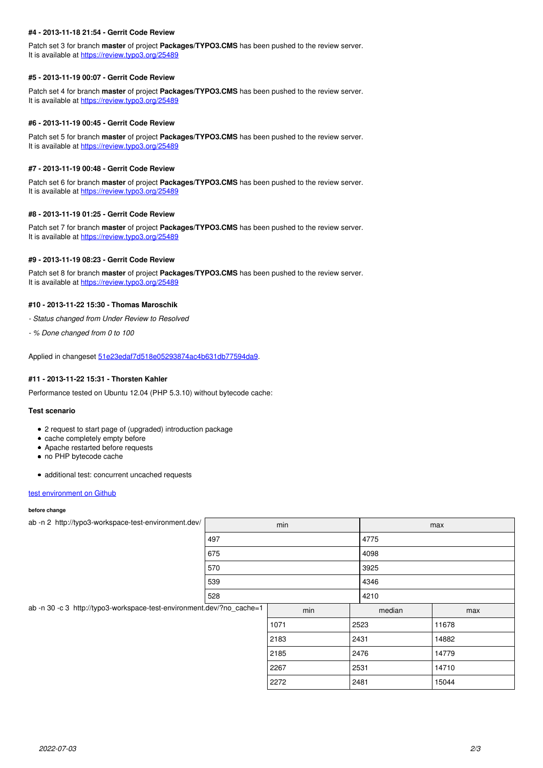#### #4 - 2013-11-18 21:54 - Gerrit Code Review

Patch set 3 for branch **master** of project **Packages/TYPO3.CMS** has been pushed to the review server.
It is available at https://review.typo3.org/25489

#### #5 - 2013-11-19 00:07 - Gerrit Code Review

Patch set 4 for branch **master** of project **Packages/TYPO3.CMS** has been pushed to the review server.
It is available at https://review.typo3.org/25489

#### #6 - 2013-11-19 00:45 - Gerrit Code Review

Patch set 5 for branch **master** of project **Packages/TYPO3.CMS** has been pushed to the review server.
It is available at https://review.typo3.org/25489

#### #7 - 2013-11-19 00:48 - Gerrit Code Review

Patch set 6 for branch **master** of project **Packages/TYPO3.CMS** has been pushed to the review server.
It is available at https://review.typo3.org/25489

#### #8 - 2013-11-19 01:25 - Gerrit Code Review

Patch set 7 for branch **master** of project **Packages/TYPO3.CMS** has been pushed to the review server.
It is available at https://review.typo3.org/25489

#### #9 - 2013-11-19 08:23 - Gerrit Code Review

Patch set 8 for branch **master** of project **Packages/TYPO3.CMS** has been pushed to the review server.
It is available at https://review.typo3.org/25489

#### #10 - 2013-11-22 15:30 - Thomas Maroschik

*- Status changed from Under Review to Resolved*

*- % Done changed from 0 to 100*

Applied in changeset 51e23edaf7d518e05293874ac4b631db77594da9.

#### #11 - 2013-11-22 15:31 - Thorsten Kahler

Performance tested on Ubuntu 12.04 (PHP 5.3.10) without bytecode cache:

**Test scenario**

- 2 request to start page of (upgraded) introduction package
- cache completely empty before
- Apache restarted before requests
- no PHP bytecode cache

- additional test: concurrent uncached requests

test environment on Github

###### before change

ab -n 2 http://typo3-workspace-test-environment.dev/

| min | max |
|---|---|
| 497 | 4775 |
| 675 | 4098 |
| 570 | 3925 |
| 539 | 4346 |
| 528 | 4210 |

ab -n 30 -c 3 http://typo3-workspace-test-environment.dev/?no_cache=1

| min | median | max |
|---|---|---|
| 1071 | 2523 | 11678 |
| 2183 | 2431 | 14882 |
| 2185 | 2476 | 14779 |
| 2267 | 2531 | 14710 |
| 2272 | 2481 | 15044 |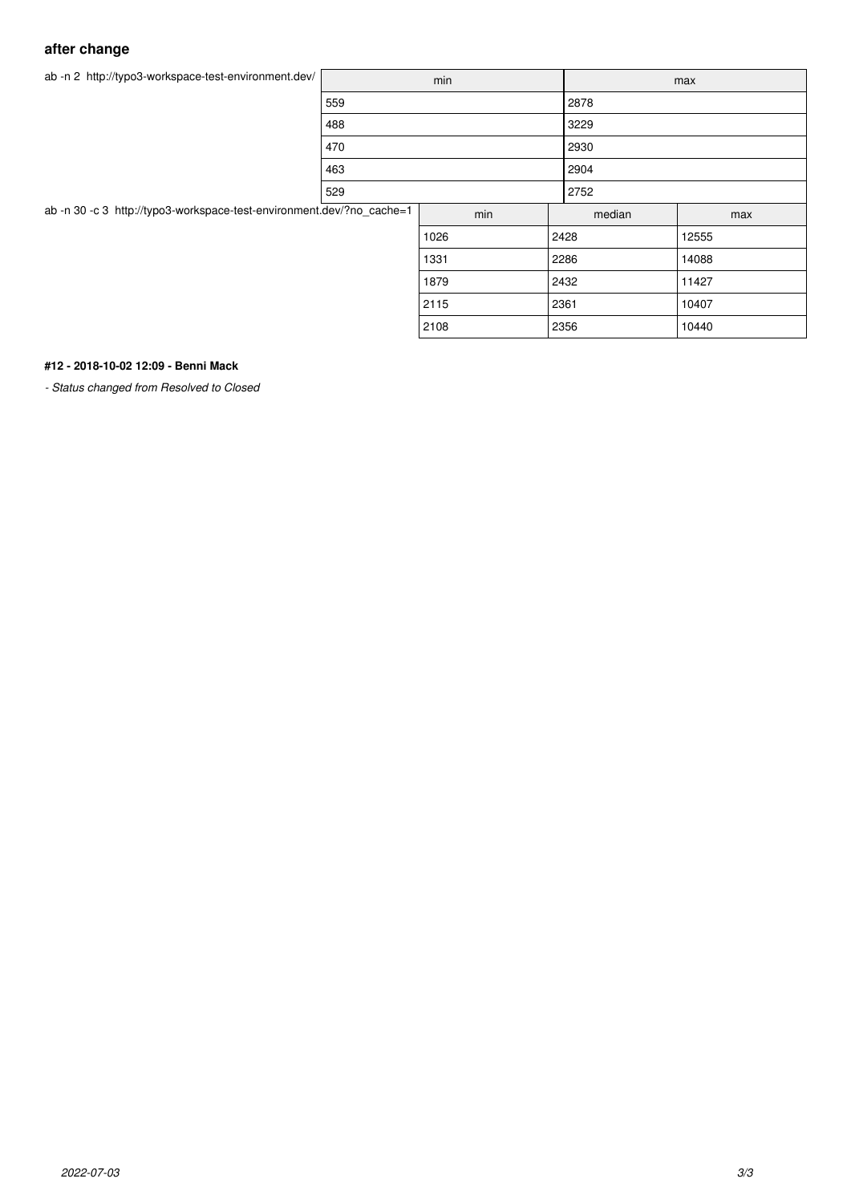**after change**

| ab -n 2 http://typo3-workspace-test-environment.dev/ | min | max |
|---|---|---|
| | 559 | 2878 |
| | 488 | 3229 |
| | 470 | 2930 |
| | 463 | 2904 |
| | 529 | 2752 |

| ab -n 30 -c 3 http://typo3-workspace-test-environment.dev/?no_cache=1 | min | median | max |
|---|---|---|---|
| | 1026 | 2428 | 12555 |
| | 1331 | 2286 | 14088 |
| | 1879 | 2432 | 11427 |
| | 2115 | 2361 | 10407 |
| | 2108 | 2356 | 10440 |

**#12 - 2018-10-02 12:09 - Benni Mack**

*- Status changed from Resolved to Closed*